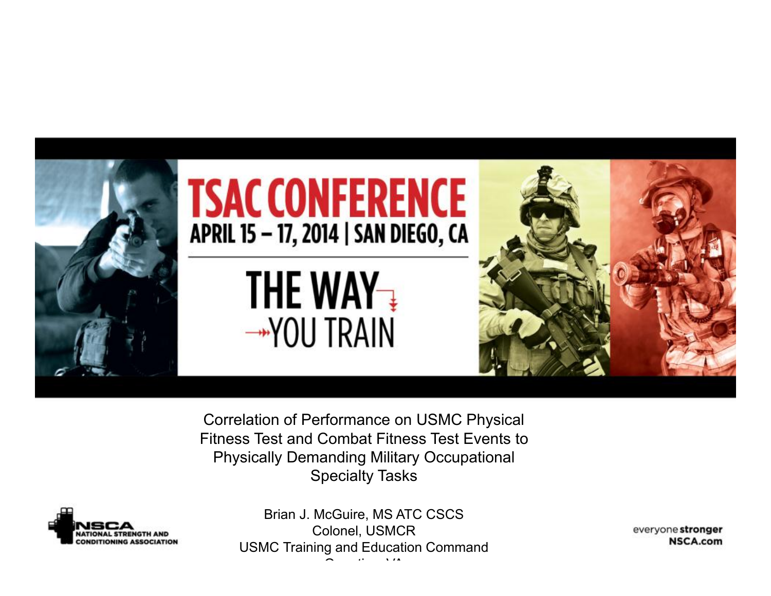# TSAC CONFERENCE

APRIL 15 – 17, 2014 | SAN DIEGO, CA

THE WAY YOU TRAIN

## Correlation of Performance on USMC Physical Fitness Test and Combat Fitness Test Events to Physically Demanding Military Occupational Specialty Tasks

Brian J. McGuire, MS ATC CSCS
Colonel, USMCR
USMC Training and Education Command
Quantico, VA

NSCA NATIONAL STRENGTH AND CONDITIONING ASSOCIATION

everyone stronger
NSCA.com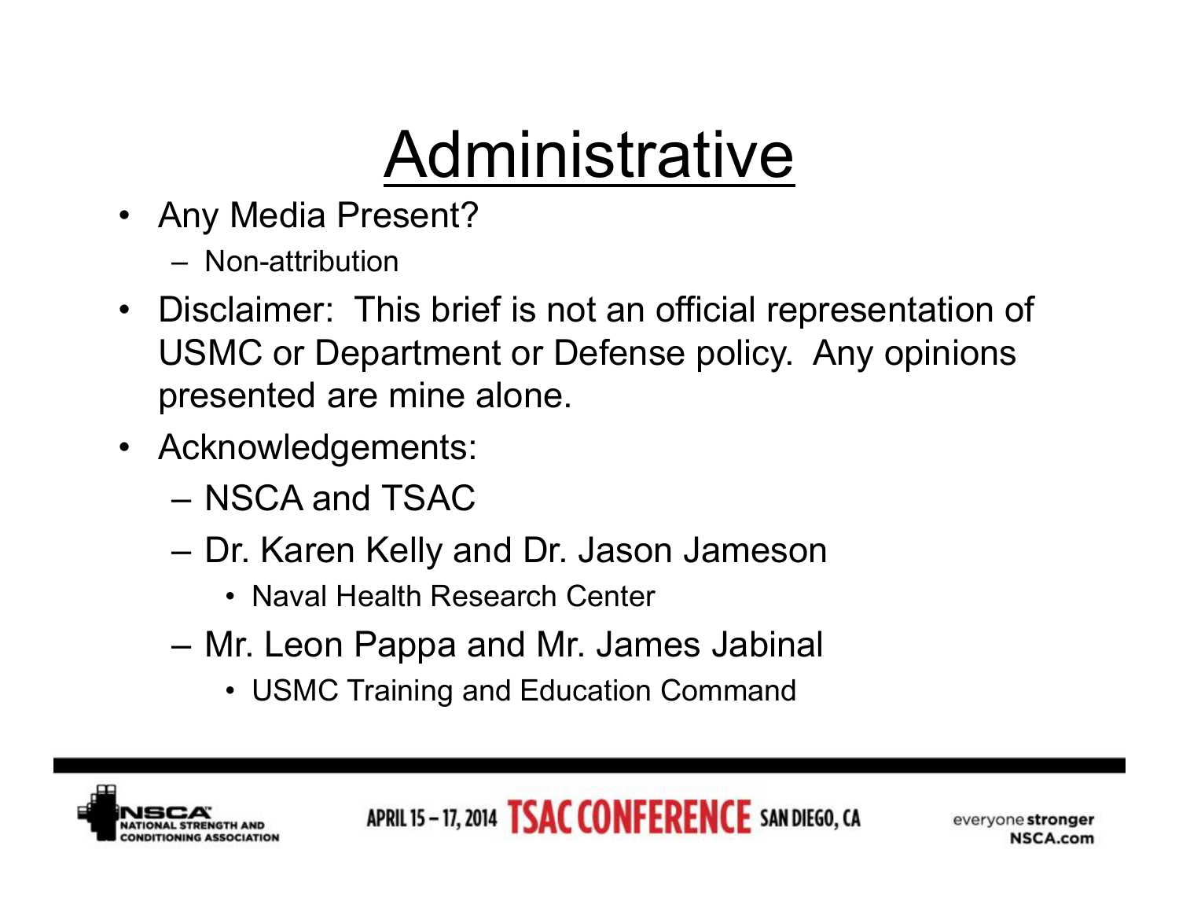# Administrative

- Any Media Present?
  - Non-attribution
- Disclaimer: This brief is not an official representation of USMC or Department or Defense policy. Any opinions presented are mine alone.
- Acknowledgements:
  - NSCA and TSAC
  - Dr. Karen Kelly and Dr. Jason Jameson
    - Naval Health Research Center
  - Mr. Leon Pappa and Mr. James Jabinal
    - USMC Training and Education Command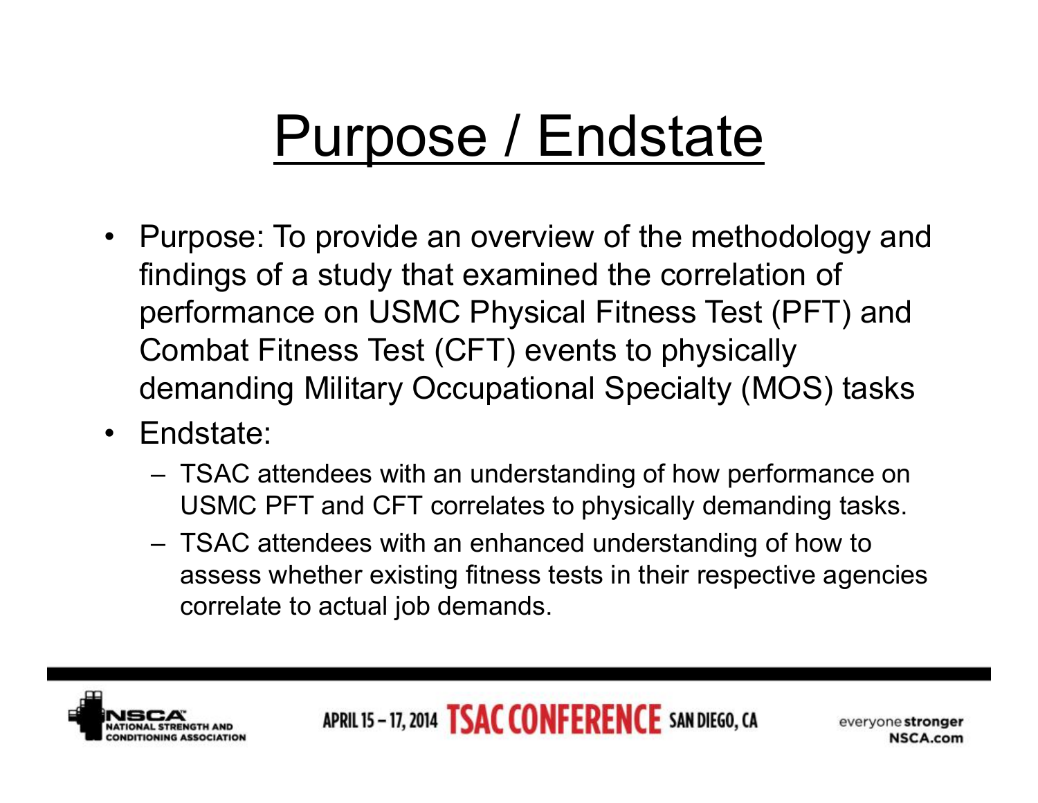# Purpose / Endstate

- Purpose: To provide an overview of the methodology and findings of a study that examined the correlation of performance on USMC Physical Fitness Test (PFT) and Combat Fitness Test (CFT) events to physically demanding Military Occupational Specialty (MOS) tasks
- Endstate:
  - TSAC attendees with an understanding of how performance on USMC PFT and CFT correlates to physically demanding tasks.
  - TSAC attendees with an enhanced understanding of how to assess whether existing fitness tests in their respective agencies correlate to actual job demands.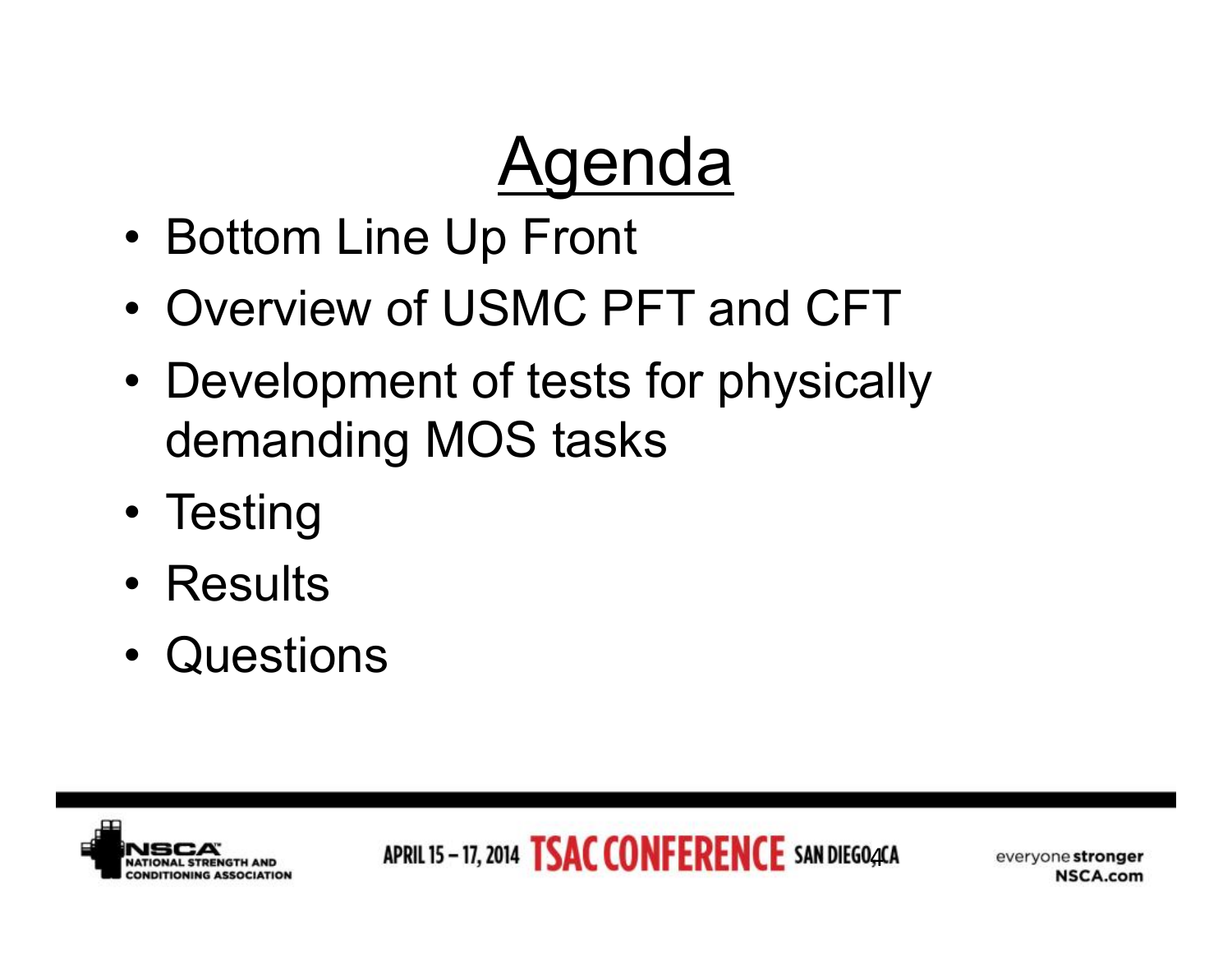# Agenda

- Bottom Line Up Front
- Overview of USMC PFT and CFT
- Development of tests for physically demanding MOS tasks
- Testing
- Results
- Questions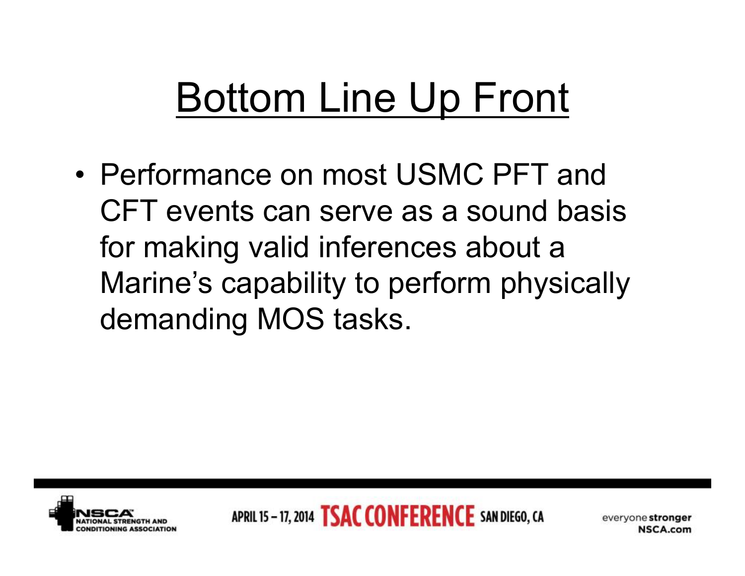# Bottom Line Up Front

- Performance on most USMC PFT and CFT events can serve as a sound basis for making valid inferences about a Marine's capability to perform physically demanding MOS tasks.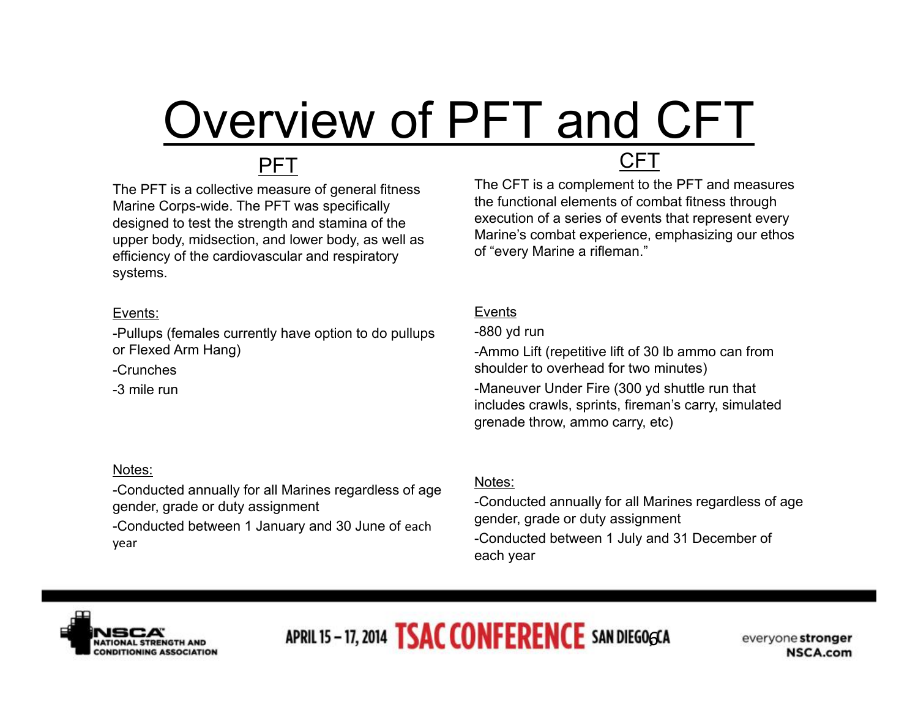# Overview of PFT and CFT

## PFT

The PFT is a collective measure of general fitness Marine Corps-wide. The PFT was specifically designed to test the strength and stamina of the upper body, midsection, and lower body, as well as efficiency of the cardiovascular and respiratory systems.

Events:

-Pullups (females currently have option to do pullups or Flexed Arm Hang)

-Crunches

-3 mile run

Notes:

-Conducted annually for all Marines regardless of age gender, grade or duty assignment

-Conducted between 1 January and 30 June of each year

## CFT

The CFT is a complement to the PFT and measures the functional elements of combat fitness through execution of a series of events that represent every Marine's combat experience, emphasizing our ethos of "every Marine a rifleman."

Events

-880 yd run

-Ammo Lift (repetitive lift of 30 lb ammo can from shoulder to overhead for two minutes)

-Maneuver Under Fire (300 yd shuttle run that includes crawls, sprints, fireman's carry, simulated grenade throw, ammo carry, etc)

Notes:

-Conducted annually for all Marines regardless of age gender, grade or duty assignment

-Conducted between 1 July and 31 December of each year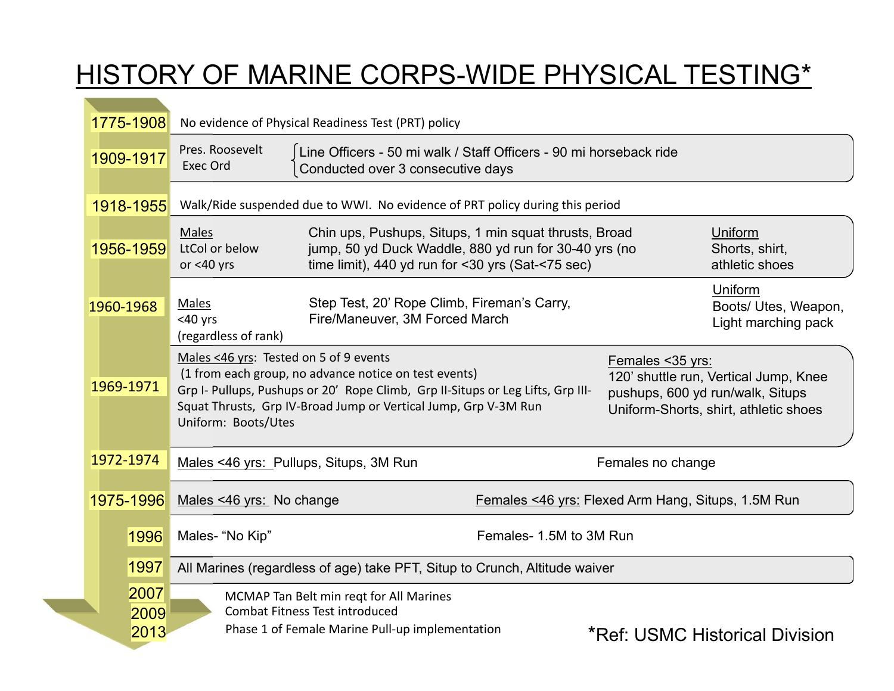# HISTORY OF MARINE CORPS-WIDE PHYSICAL TESTING*

| Period | Details | | |
|---|---|---|---|
| 1775-1908 | No evidence of Physical Readiness Test (PRT) policy | | |
| 1909-1917 | Pres. Roosevelt Exec Ord | Line Officers - 50 mi walk / Staff Officers - 90 mi horseback ride; Conducted over 3 consecutive days | |
| 1918-1955 | Walk/Ride suspended due to WWI. No evidence of PRT policy during this period | | |
| 1956-1959 | Males LtCol or below or <40 yrs | Chin ups, Pushups, Situps, 1 min squat thrusts, Broad jump, 50 yd Duck Waddle, 880 yd run for 30-40 yrs (no time limit), 440 yd run for <30 yrs (Sat-<75 sec) | Uniform: Shorts, shirt, athletic shoes |
| 1960-1968 | Males <40 yrs (regardless of rank) | Step Test, 20' Rope Climb, Fireman's Carry, Fire/Maneuver, 3M Forced March | Uniform: Boots/ Utes, Weapon, Light marching pack |
| 1969-1971 | Males <46 yrs: Tested on 5 of 9 events (1 from each group, no advance notice on test events) Grp I- Pullups, Pushups or 20' Rope Climb, Grp II-Situps or Leg Lifts, Grp III-Squat Thrusts, Grp IV-Broad Jump or Vertical Jump, Grp V-3M Run. Uniform: Boots/Utes | | Females <35 yrs: 120' shuttle run, Vertical Jump, Knee pushups, 600 yd run/walk, Situps. Uniform-Shorts, shirt, athletic shoes |
| 1972-1974 | Males <46 yrs: Pullups, Situps, 3M Run | | Females no change |
| 1975-1996 | Males <46 yrs: No change | | Females <46 yrs: Flexed Arm Hang, Situps, 1.5M Run |
| 1996 | Males- "No Kip" | | Females- 1.5M to 3M Run |
| 1997 | All Marines (regardless of age) take PFT, Situp to Crunch, Altitude waiver | | |
| 2007 | MCMAP Tan Belt min reqt for All Marines | | |
| 2009 | Combat Fitness Test introduced | | |
| 2013 | Phase 1 of Female Marine Pull-up implementation | | |

*Ref: USMC Historical Division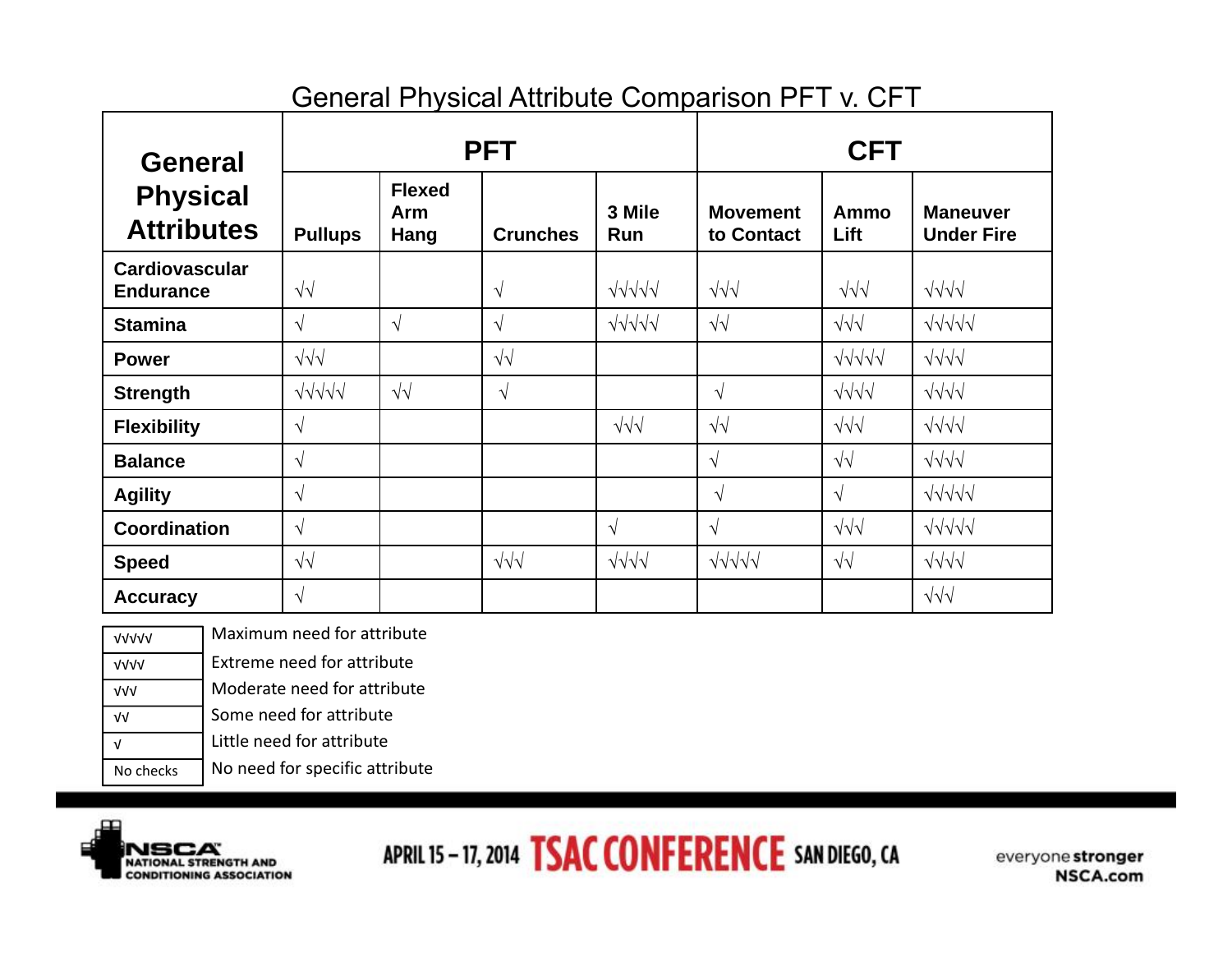# General Physical Attribute Comparison PFT v. CFT

| General Physical Attributes | PFT | | | | CFT | | |
|---|---|---|---|---|---|---|---|
| | Pullups | Flexed Arm Hang | Crunches | 3 Mile Run | Movement to Contact | Ammo Lift | Maneuver Under Fire |
| Cardiovascular Endurance | √√ | | √ | √√√√√ | √√√ | √√√ | √√√√ |
| Stamina | √ | √ | √ | √√√√√ | √√ | √√√ | √√√√√ |
| Power | √√√ | | √√ | | | √√√√√ | √√√√ |
| Strength | √√√√√ | √√ | √ | | √ | √√√√ | √√√√ |
| Flexibility | √ | | | √√√ | √√ | √√√ | √√√√ |
| Balance | √ | | | | √ | √√ | √√√√ |
| Agility | √ | | | | √ | √ | √√√√√ |
| Coordination | √ | | | √ | √ | √√√ | √√√√√ |
| Speed | √√ | | √√√ | √√√√ | √√√√√ | √√ | √√√√ |
| Accuracy | √ | | | | | | √√√ |

| | |
|---|---|
| √√√√√ | Maximum need for attribute |
| √√√√ | Extreme need for attribute |
| √√√ | Moderate need for attribute |
| √√ | Some need for attribute |
| √ | Little need for attribute |
| No checks | No need for specific attribute |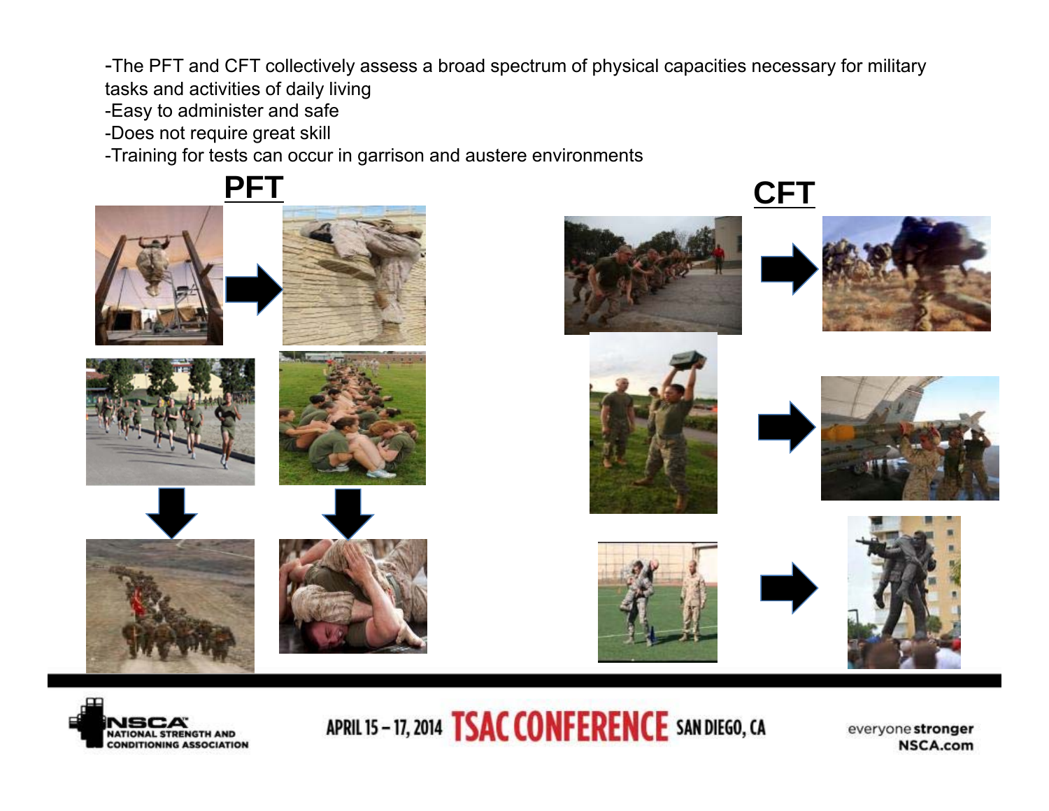-The PFT and CFT collectively assess a broad spectrum of physical capacities necessary for military tasks and activities of daily living
-Easy to administer and safe
-Does not require great skill
-Training for tests can occur in garrison and austere environments

**PFT**

**CFT**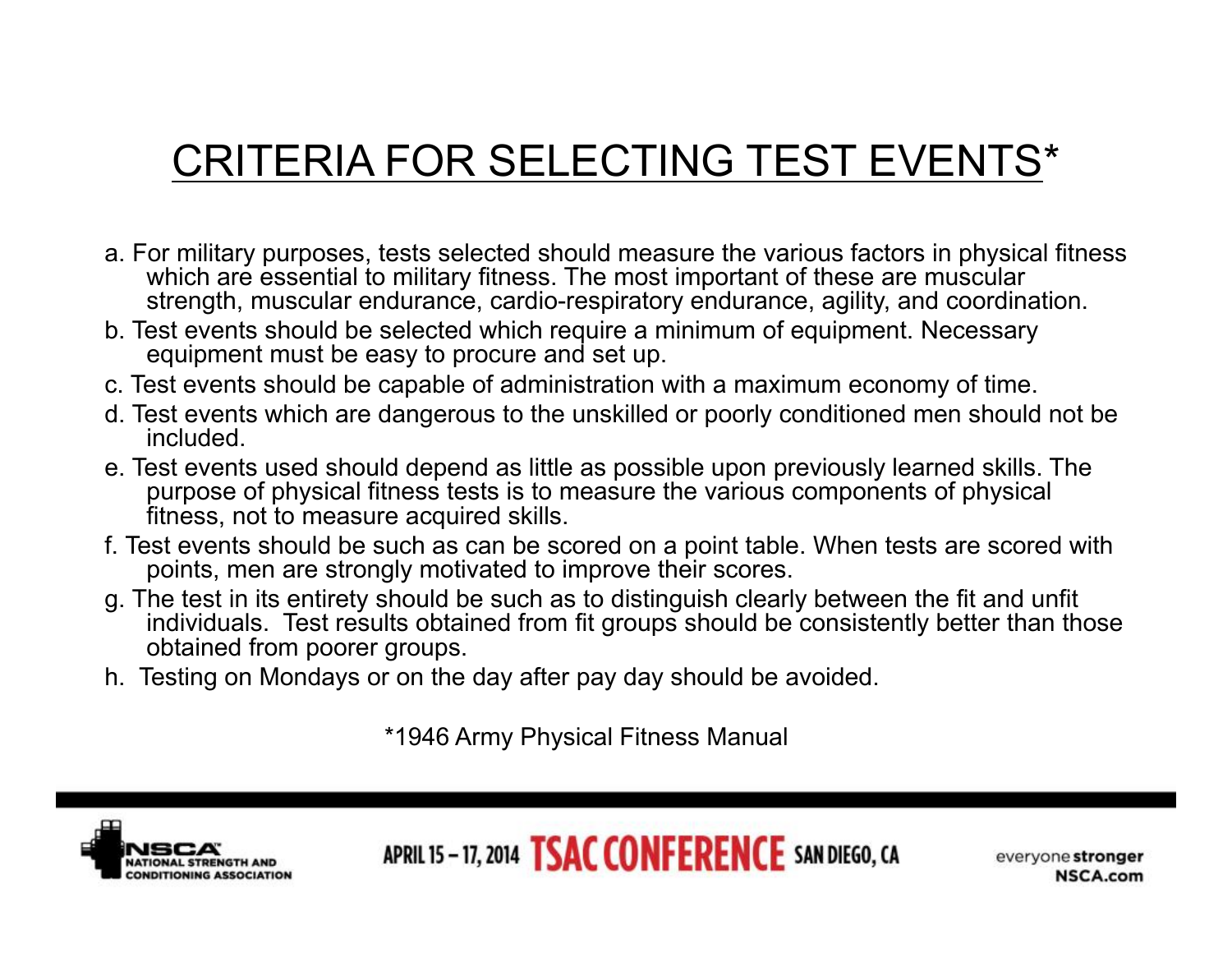# CRITERIA FOR SELECTING TEST EVENTS*

a. For military purposes, tests selected should measure the various factors in physical fitness which are essential to military fitness. The most important of these are muscular strength, muscular endurance, cardio-respiratory endurance, agility, and coordination.

b. Test events should be selected which require a minimum of equipment. Necessary equipment must be easy to procure and set up.

c. Test events should be capable of administration with a maximum economy of time.

d. Test events which are dangerous to the unskilled or poorly conditioned men should not be included.

e. Test events used should depend as little as possible upon previously learned skills. The purpose of physical fitness tests is to measure the various components of physical fitness, not to measure acquired skills.

f. Test events should be such as can be scored on a point table. When tests are scored with points, men are strongly motivated to improve their scores.

g. The test in its entirety should be such as to distinguish clearly between the fit and unfit individuals. Test results obtained from fit groups should be consistently better than those obtained from poorer groups.

h. Testing on Mondays or on the day after pay day should be avoided.

*1946 Army Physical Fitness Manual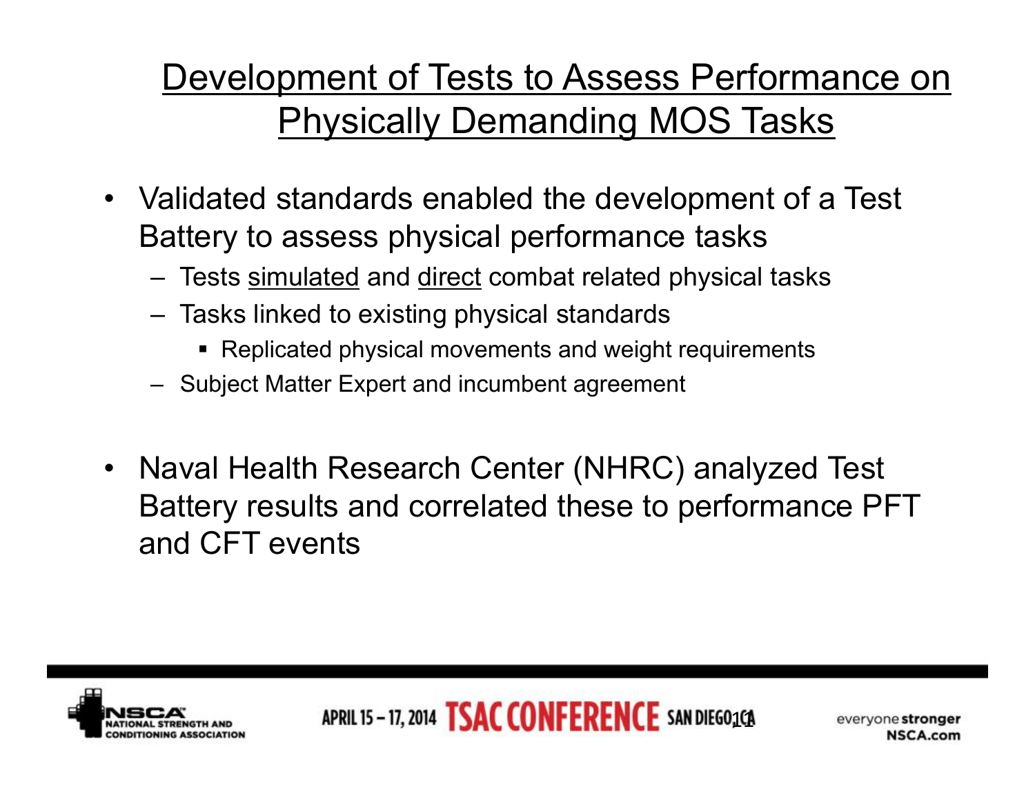# Development of Tests to Assess Performance on Physically Demanding MOS Tasks

- Validated standards enabled the development of a Test Battery to assess physical performance tasks
  - Tests simulated and direct combat related physical tasks
  - Tasks linked to existing physical standards
    - Replicated physical movements and weight requirements
  - Subject Matter Expert and incumbent agreement

- Naval Health Research Center (NHRC) analyzed Test Battery results and correlated these to performance PFT and CFT events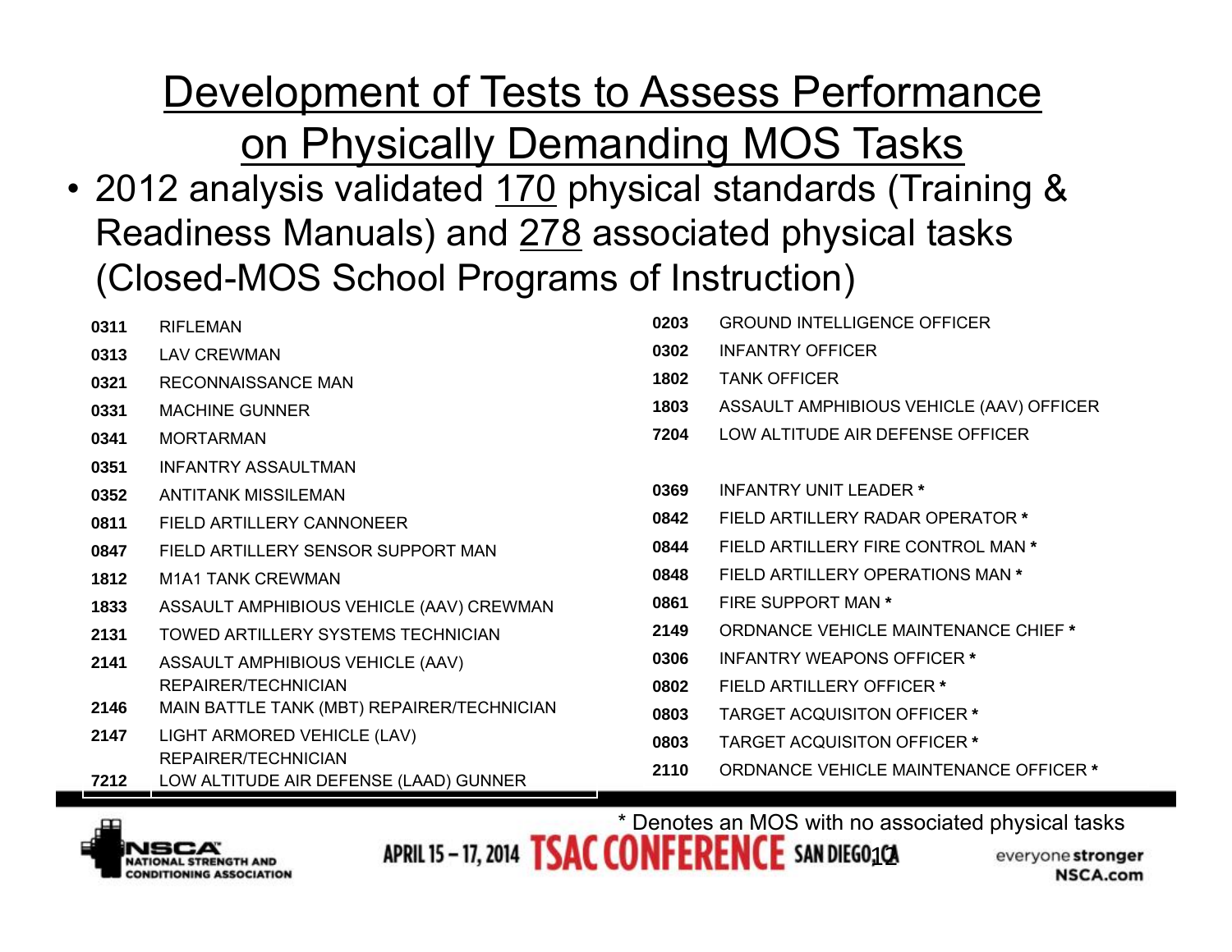# Development of Tests to Assess Performance on Physically Demanding MOS Tasks

- 2012 analysis validated 170 physical standards (Training & Readiness Manuals) and 278 associated physical tasks (Closed-MOS School Programs of Instruction)

| | |
|---|---|
| **0311** | RIFLEMAN |
| **0313** | LAV CREWMAN |
| **0321** | RECONNAISSANCE MAN |
| **0331** | MACHINE GUNNER |
| **0341** | MORTARMAN |
| **0351** | INFANTRY ASSAULTMAN |
| **0352** | ANTITANK MISSILEMAN |
| **0811** | FIELD ARTILLERY CANNONEER |
| **0847** | FIELD ARTILLERY SENSOR SUPPORT MAN |
| **1812** | M1A1 TANK CREWMAN |
| **1833** | ASSAULT AMPHIBIOUS VEHICLE (AAV) CREWMAN |
| **2131** | TOWED ARTILLERY SYSTEMS TECHNICIAN |
| **2141** | ASSAULT AMPHIBIOUS VEHICLE (AAV) REPAIRER/TECHNICIAN |
| **2146** | MAIN BATTLE TANK (MBT) REPAIRER/TECHNICIAN |
| **2147** | LIGHT ARMORED VEHICLE (LAV) REPAIRER/TECHNICIAN |
| **7212** | LOW ALTITUDE AIR DEFENSE (LAAD) GUNNER |

| | |
|---|---|
| **0203** | GROUND INTELLIGENCE OFFICER |
| **0302** | INFANTRY OFFICER |
| **1802** | TANK OFFICER |
| **1803** | ASSAULT AMPHIBIOUS VEHICLE (AAV) OFFICER |
| **7204** | LOW ALTITUDE AIR DEFENSE OFFICER |
| **0369** | INFANTRY UNIT LEADER * |
| **0842** | FIELD ARTILLERY RADAR OPERATOR * |
| **0844** | FIELD ARTILLERY FIRE CONTROL MAN * |
| **0848** | FIELD ARTILLERY OPERATIONS MAN * |
| **0861** | FIRE SUPPORT MAN * |
| **2149** | ORDNANCE VEHICLE MAINTENANCE CHIEF * |
| **0306** | INFANTRY WEAPONS OFFICER * |
| **0802** | FIELD ARTILLERY OFFICER * |
| **0803** | TARGET ACQUISITON OFFICER * |
| **0803** | TARGET ACQUISITON OFFICER * |
| **2110** | ORDNANCE VEHICLE MAINTENANCE OFFICER * |

* Denotes an MOS with no associated physical tasks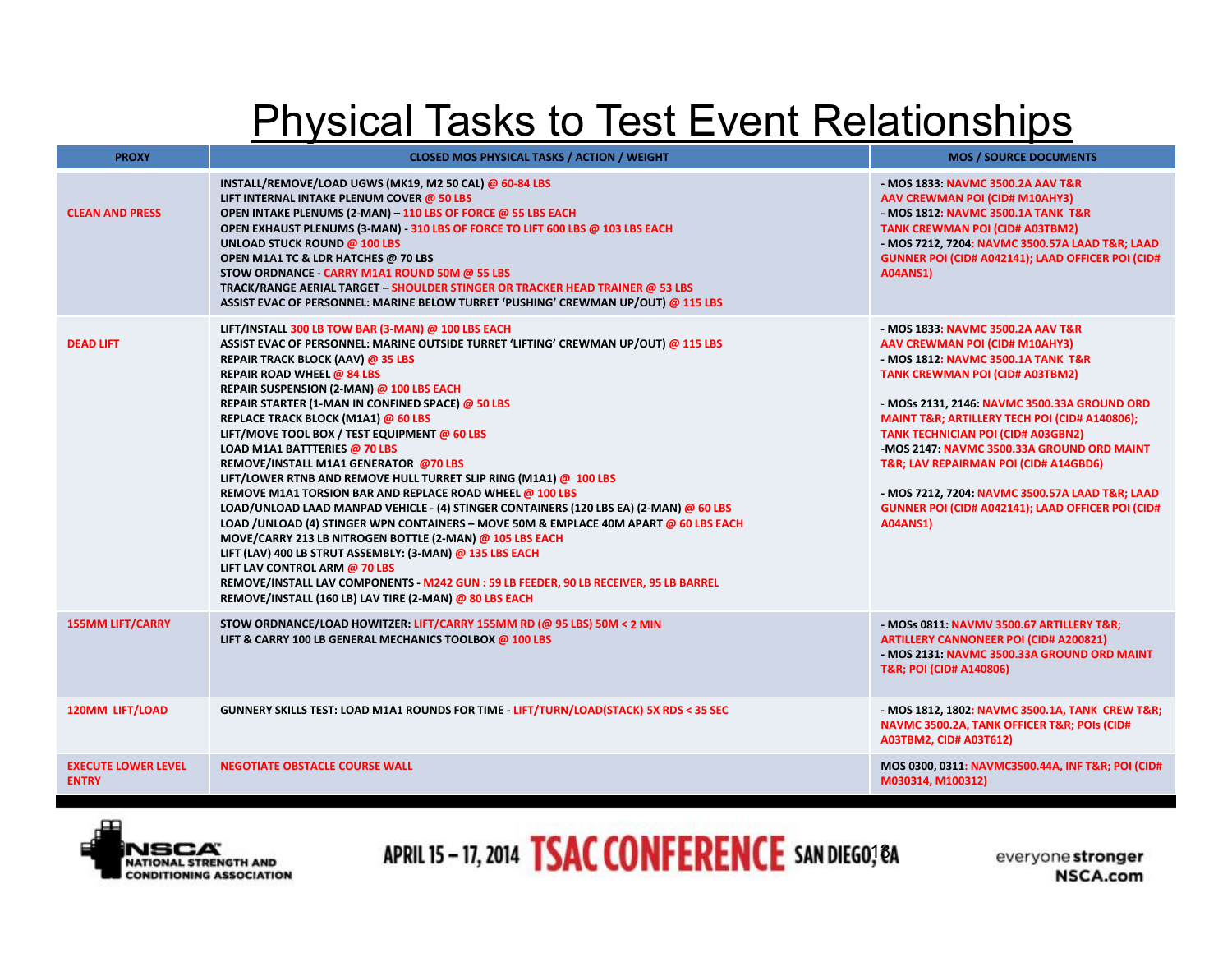# Physical Tasks to Test Event Relationships

| PROXY | CLOSED MOS PHYSICAL TASKS / ACTION / WEIGHT | MOS / SOURCE DOCUMENTS |
|---|---|---|
| CLEAN AND PRESS | INSTALL/REMOVE/LOAD UGWS (MK19, M2 50 CAL) @ 60-84 LBS<br>LIFT INTERNAL INTAKE PLENUM COVER @ 50 LBS<br>OPEN INTAKE PLENUMS (2-MAN) – 110 LBS OF FORCE @ 55 LBS EACH<br>OPEN EXHAUST PLENUMS (3-MAN) - 310 LBS OF FORCE TO LIFT 600 LBS @ 103 LBS EACH<br>UNLOAD STUCK ROUND @ 100 LBS<br>OPEN M1A1 TC & LDR HATCHES @ 70 LBS<br>STOW ORDNANCE - CARRY M1A1 ROUND 50M @ 55 LBS<br>TRACK/RANGE AERIAL TARGET – SHOULDER STINGER OR TRACKER HEAD TRAINER @ 53 LBS<br>ASSIST EVAC OF PERSONNEL: MARINE BELOW TURRET 'PUSHING' CREWMAN UP/OUT) @ 115 LBS | - MOS 1833: NAVMC 3500.2A AAV T&R AAV CREWMAN POI (CID# M10AHY3)<br>- MOS 1812: NAVMC 3500.1A TANK T&R TANK CREWMAN POI (CID# A03TBM2)<br>- MOS 7212, 7204: NAVMC 3500.57A LAAD T&R; LAAD GUNNER POI (CID# A042141); LAAD OFFICER POI (CID# A04ANS1) |
| DEAD LIFT | LIFT/INSTALL 300 LB TOW BAR (3-MAN) @ 100 LBS EACH<br>ASSIST EVAC OF PERSONNEL: MARINE OUTSIDE TURRET 'LIFTING' CREWMAN UP/OUT) @ 115 LBS<br>REPAIR TRACK BLOCK (AAV) @ 35 LBS<br>REPAIR ROAD WHEEL @ 84 LBS<br>REPAIR SUSPENSION (2-MAN) @ 100 LBS EACH<br>REPAIR STARTER (1-MAN IN CONFINED SPACE) @ 50 LBS<br>REPLACE TRACK BLOCK (M1A1) @ 60 LBS<br>LIFT/MOVE TOOL BOX / TEST EQUIPMENT @ 60 LBS<br>LOAD M1A1 BATTTERIES @ 70 LBS<br>REMOVE/INSTALL M1A1 GENERATOR @70 LBS<br>LIFT/LOWER RTNB AND REMOVE HULL TURRET SLIP RING (M1A1) @ 100 LBS<br>REMOVE M1A1 TORSION BAR AND REPLACE ROAD WHEEL @ 100 LBS<br>LOAD/UNLOAD LAAD MANPAD VEHICLE - (4) STINGER CONTAINERS (120 LBS EA) (2-MAN) @ 60 LBS<br>LOAD /UNLOAD (4) STINGER WPN CONTAINERS – MOVE 50M & EMPLACE 40M APART @ 60 LBS EACH<br>MOVE/CARRY 213 LB NITROGEN BOTTLE (2-MAN) @ 105 LBS EACH<br>LIFT (LAV) 400 LB STRUT ASSEMBLY: (3-MAN) @ 135 LBS EACH<br>LIFT LAV CONTROL ARM @ 70 LBS<br>REMOVE/INSTALL LAV COMPONENTS - M242 GUN : 59 LB FEEDER, 90 LB RECEIVER, 95 LB BARREL<br>REMOVE/INSTALL (160 LB) LAV TIRE (2-MAN) @ 80 LBS EACH | - MOS 1833: NAVMC 3500.2A AAV T&R AAV CREWMAN POI (CID# M10AHY3)<br>- MOS 1812: NAVMC 3500.1A TANK T&R TANK CREWMAN POI (CID# A03TBM2)<br><br>- MOSs 2131, 2146: NAVMC 3500.33A GROUND ORD MAINT T&R; ARTILLERY TECH POI (CID# A140806); TANK TECHNICIAN POI (CID# A03GBN2)<br>-MOS 2147: NAVMC 3500.33A GROUND ORD MAINT T&R; LAV REPAIRMAN POI (CID# A14GBD6)<br><br>- MOS 7212, 7204: NAVMC 3500.57A LAAD T&R; LAAD GUNNER POI (CID# A042141); LAAD OFFICER POI (CID# A04ANS1) |
| 155MM LIFT/CARRY | STOW ORDNANCE/LOAD HOWITZER: LIFT/CARRY 155MM RD (@ 95 LBS) 50M < 2 MIN<br>LIFT & CARRY 100 LB GENERAL MECHANICS TOOLBOX @ 100 LBS | - MOSs 0811: NAVMV 3500.67 ARTILLERY T&R; ARTILLERY CANNONEER POI (CID# A200821)<br>- MOS 2131: NAVMC 3500.33A GROUND ORD MAINT T&R; POI (CID# A140806) |
| 120MM LIFT/LOAD | GUNNERY SKILLS TEST: LOAD M1A1 ROUNDS FOR TIME - LIFT/TURN/LOAD(STACK) 5X RDS < 35 SEC | - MOS 1812, 1802: NAVMC 3500.1A, TANK CREW T&R; NAVMC 3500.2A, TANK OFFICER T&R; POIs (CID# A03TBM2, CID# A03T612) |
| EXECUTE LOWER LEVEL ENTRY | NEGOTIATE OBSTACLE COURSE WALL | MOS 0300, 0311: NAVMC3500.44A, INF T&R; POI (CID# M030314, M100312) |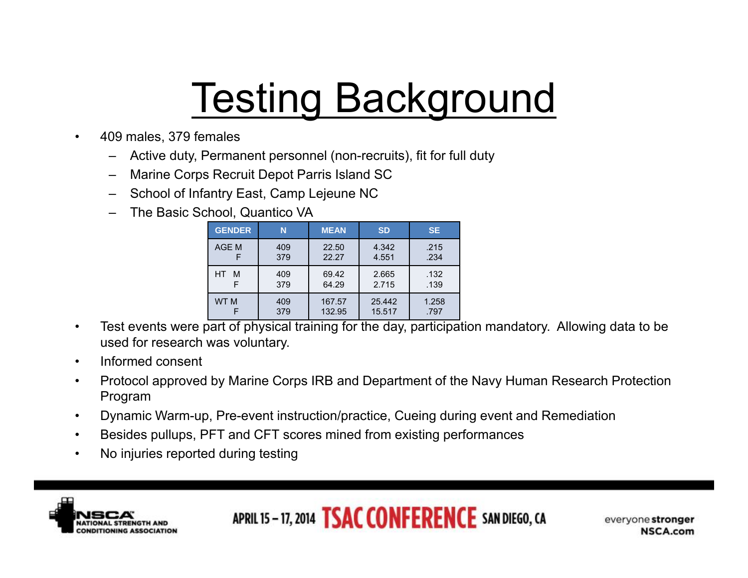# Testing Background

- 409 males, 379 females
  - Active duty, Permanent personnel (non-recruits), fit for full duty
  - Marine Corps Recruit Depot Parris Island SC
  - School of Infantry East, Camp Lejeune NC
  - The Basic School, Quantico VA

| GENDER | N | MEAN | SD | SE |
|---|---|---|---|---|
| AGE M | 409 | 22.50 | 4.342 | .215 |
| F | 379 | 22.27 | 4.551 | .234 |
| HT M | 409 | 69.42 | 2.665 | .132 |
| F | 379 | 64.29 | 2.715 | .139 |
| WT M | 409 | 167.57 | 25.442 | 1.258 |
| F | 379 | 132.95 | 15.517 | .797 |

- Test events were part of physical training for the day, participation mandatory. Allowing data to be used for research was voluntary.
- Informed consent
- Protocol approved by Marine Corps IRB and Department of the Navy Human Research Protection Program
- Dynamic Warm-up, Pre-event instruction/practice, Cueing during event and Remediation
- Besides pullups, PFT and CFT scores mined from existing performances
- No injuries reported during testing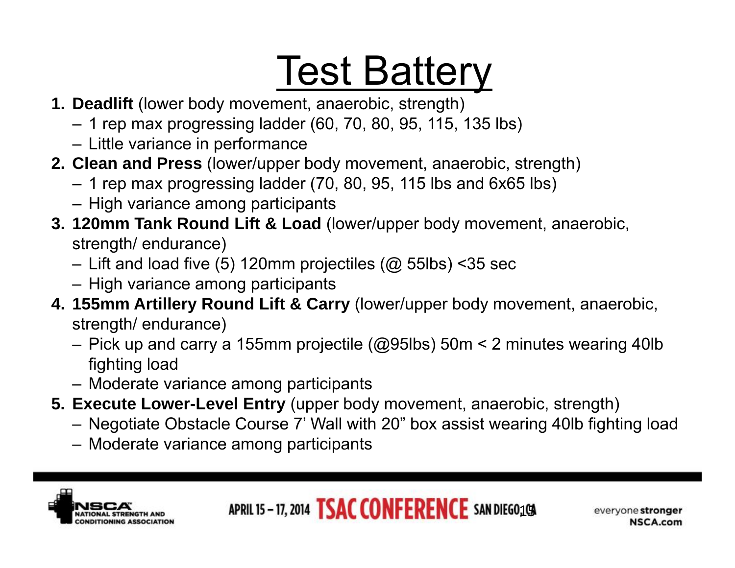# Test Battery

1. **Deadlift** (lower body movement, anaerobic, strength)
   - 1 rep max progressing ladder (60, 70, 80, 95, 115, 135 lbs)
   - Little variance in performance
2. **Clean and Press** (lower/upper body movement, anaerobic, strength)
   - 1 rep max progressing ladder (70, 80, 95, 115 lbs and 6x65 lbs)
   - High variance among participants
3. **120mm Tank Round Lift & Load** (lower/upper body movement, anaerobic, strength/ endurance)
   - Lift and load five (5) 120mm projectiles (@ 55lbs) <35 sec
   - High variance among participants
4. **155mm Artillery Round Lift & Carry** (lower/upper body movement, anaerobic, strength/ endurance)
   - Pick up and carry a 155mm projectile (@95lbs) 50m < 2 minutes wearing 40lb fighting load
   - Moderate variance among participants
5. **Execute Lower-Level Entry** (upper body movement, anaerobic, strength)
   - Negotiate Obstacle Course 7' Wall with 20" box assist wearing 40lb fighting load
   - Moderate variance among participants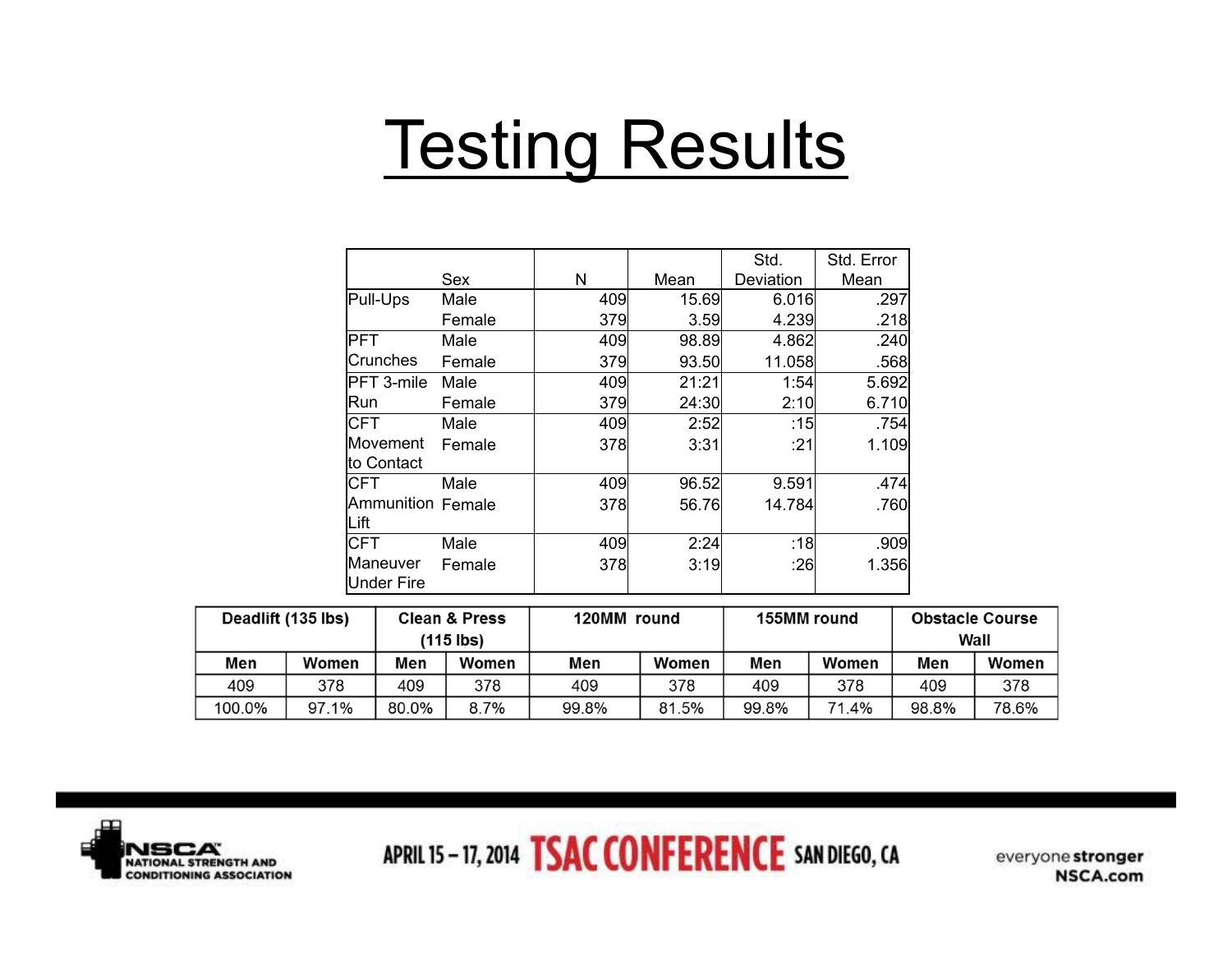# Testing Results

| | Sex | N | Mean | Std. Deviation | Std. Error Mean |
|---|---|---|---|---|---|
| Pull-Ups | Male | 409 | 15.69 | 6.016 | .297 |
| | Female | 379 | 3.59 | 4.239 | .218 |
| PFT Crunches | Male | 409 | 98.89 | 4.862 | .240 |
| | Female | 379 | 93.50 | 11.058 | .568 |
| PFT 3-mile Run | Male | 409 | 21:21 | 1:54 | 5.692 |
| | Female | 379 | 24:30 | 2:10 | 6.710 |
| CFT Movement to Contact | Male | 409 | 2:52 | :15 | .754 |
| | Female | 378 | 3:31 | :21 | 1.109 |
| CFT Ammunition Lift | Male | 409 | 96.52 | 9.591 | .474 |
| | Female | 378 | 56.76 | 14.784 | .760 |
| CFT Maneuver Under Fire | Male | 409 | 2:24 | :18 | .909 |
| | Female | 378 | 3:19 | :26 | 1.356 |

| Deadlift (135 lbs) | | Clean & Press (115 lbs) | | 120MM round | | 155MM round | | Obstacle Course Wall | |
|---|---|---|---|---|---|---|---|---|---|
| Men | Women | Men | Women | Men | Women | Men | Women | Men | Women |
| 409 | 378 | 409 | 378 | 409 | 378 | 409 | 378 | 409 | 378 |
| 100.0% | 97.1% | 80.0% | 8.7% | 99.8% | 81.5% | 99.8% | 71.4% | 98.8% | 78.6% |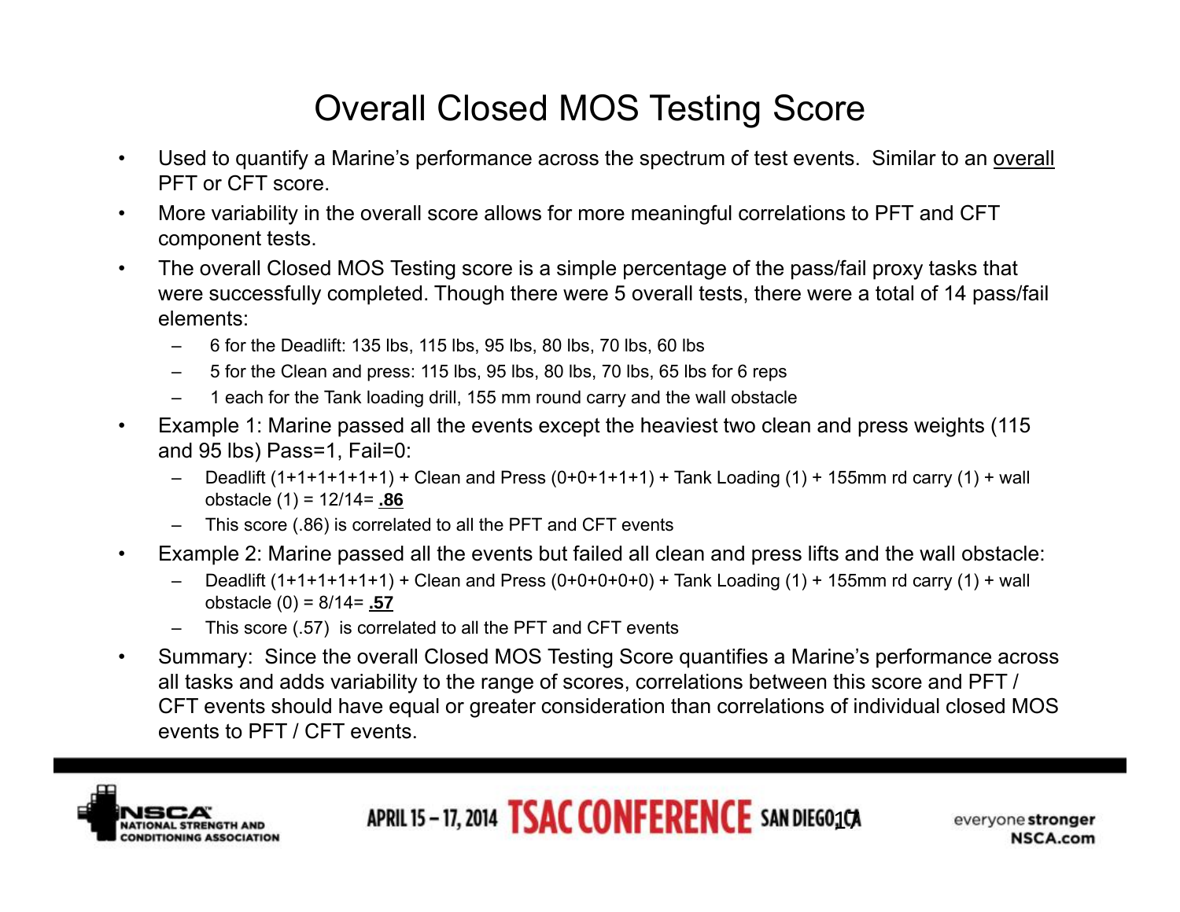# Overall Closed MOS Testing Score

- Used to quantify a Marine's performance across the spectrum of test events. Similar to an overall PFT or CFT score.
- More variability in the overall score allows for more meaningful correlations to PFT and CFT component tests.
- The overall Closed MOS Testing score is a simple percentage of the pass/fail proxy tasks that were successfully completed. Though there were 5 overall tests, there were a total of 14 pass/fail elements:
  - 6 for the Deadlift: 135 lbs, 115 lbs, 95 lbs, 80 lbs, 70 lbs, 60 lbs
  - 5 for the Clean and press: 115 lbs, 95 lbs, 80 lbs, 70 lbs, 65 lbs for 6 reps
  - 1 each for the Tank loading drill, 155 mm round carry and the wall obstacle
- Example 1: Marine passed all the events except the heaviest two clean and press weights (115 and 95 lbs) Pass=1, Fail=0:
  - Deadlift (1+1+1+1+1+1) + Clean and Press (0+0+1+1+1) + Tank Loading (1) + 155mm rd carry (1) + wall obstacle (1) = 12/14= **.86**
  - This score (.86) is correlated to all the PFT and CFT events
- Example 2: Marine passed all the events but failed all clean and press lifts and the wall obstacle:
  - Deadlift (1+1+1+1+1+1) + Clean and Press (0+0+0+0+0) + Tank Loading (1) + 155mm rd carry (1) + wall obstacle (0) = 8/14= **.57**
  - This score (.57) is correlated to all the PFT and CFT events
- Summary: Since the overall Closed MOS Testing Score quantifies a Marine's performance across all tasks and adds variability to the range of scores, correlations between this score and PFT / CFT events should have equal or greater consideration than correlations of individual closed MOS events to PFT / CFT events.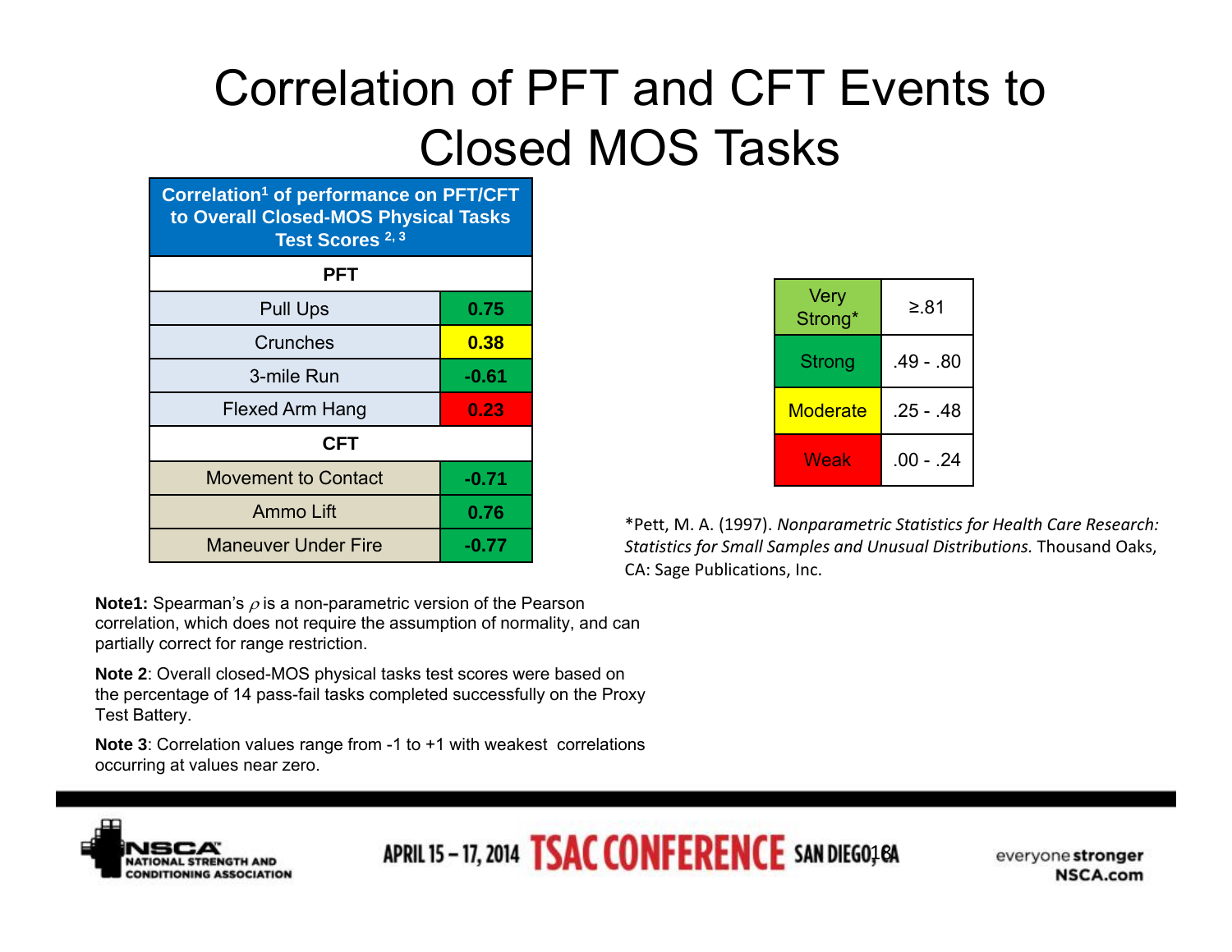# Correlation of PFT and CFT Events to Closed MOS Tasks

| Correlation[1] of performance on PFT/CFT to Overall Closed-MOS Physical Tasks Test Scores [2, 3] | |
|---|---|
| **PFT** | |
| Pull Ups | **0.75** |
| Crunches | **0.38** |
| 3-mile Run | **-0.61** |
| Flexed Arm Hang | **0.23** |
| **CFT** | |
| Movement to Contact | **-0.71** |
| Ammo Lift | **0.76** |
| Maneuver Under Fire | **-0.77** |

| Strength | Range |
|---|---|
| Very Strong* | ≥.81 |
| Strong | .49 - .80 |
| Moderate | .25 - .48 |
| Weak | .00 - .24 |

*Pett, M. A. (1997). *Nonparametric Statistics for Health Care Research: Statistics for Small Samples and Unusual Distributions.* Thousand Oaks, CA: Sage Publications, Inc.

**Note1:** Spearman's $\rho$ is a non-parametric version of the Pearson correlation, which does not require the assumption of normality, and can partially correct for range restriction.

**Note 2**: Overall closed-MOS physical tasks test scores were based on the percentage of 14 pass-fail tasks completed successfully on the Proxy Test Battery.

**Note 3**: Correlation values range from -1 to +1 with weakest correlations occurring at values near zero.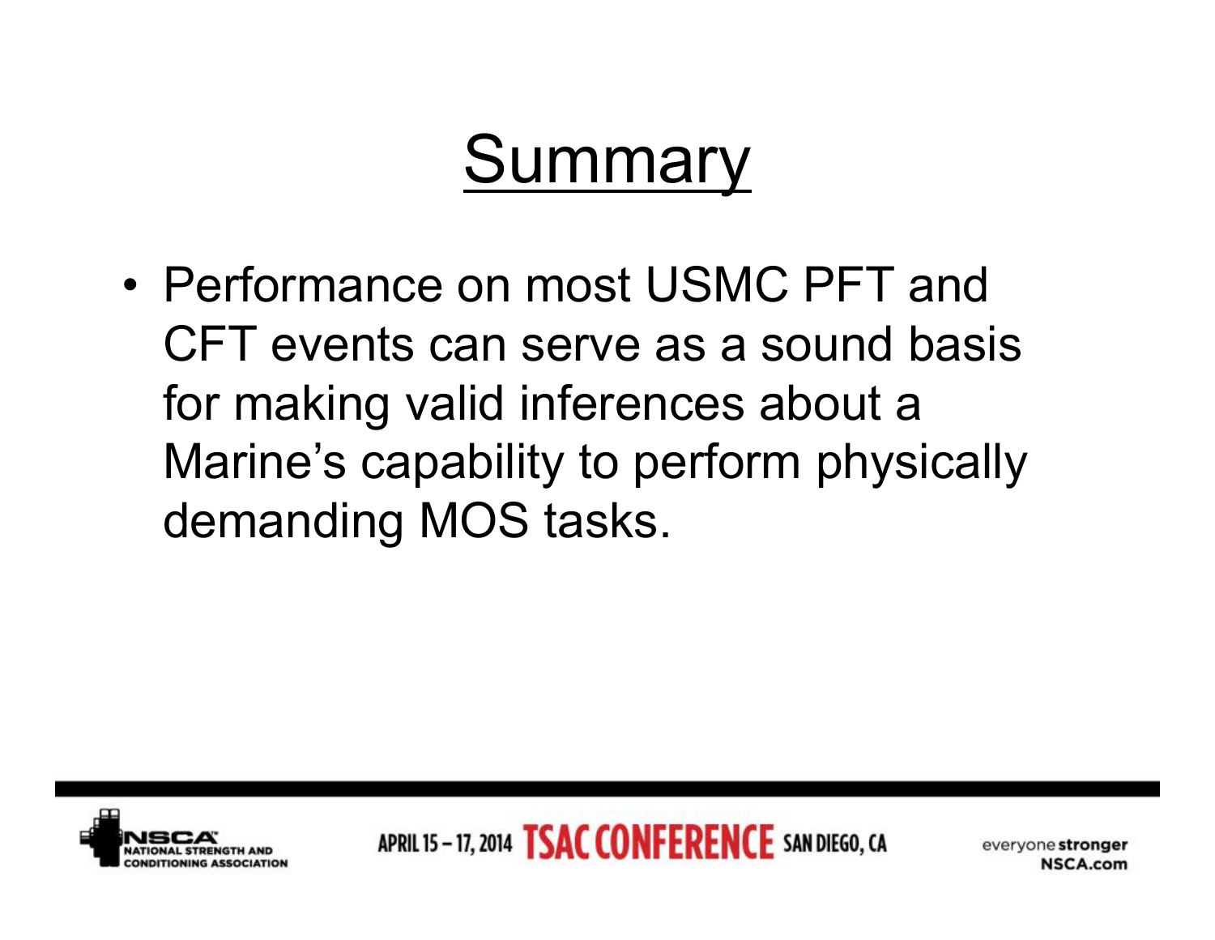# Summary

- Performance on most USMC PFT and CFT events can serve as a sound basis for making valid inferences about a Marine's capability to perform physically demanding MOS tasks.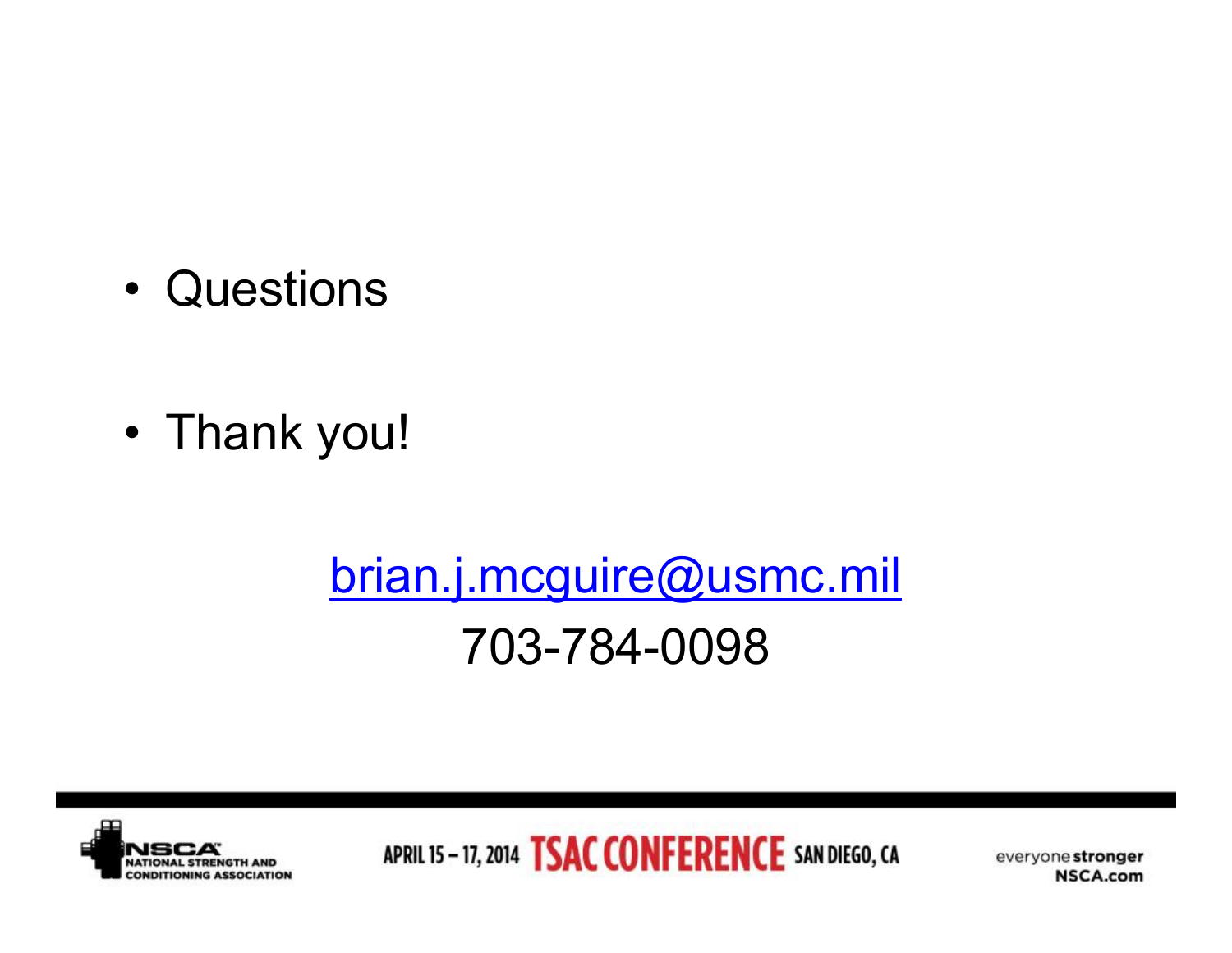- Questions

- Thank you!

brian.j.mcguire@usmc.mil

703-784-0098